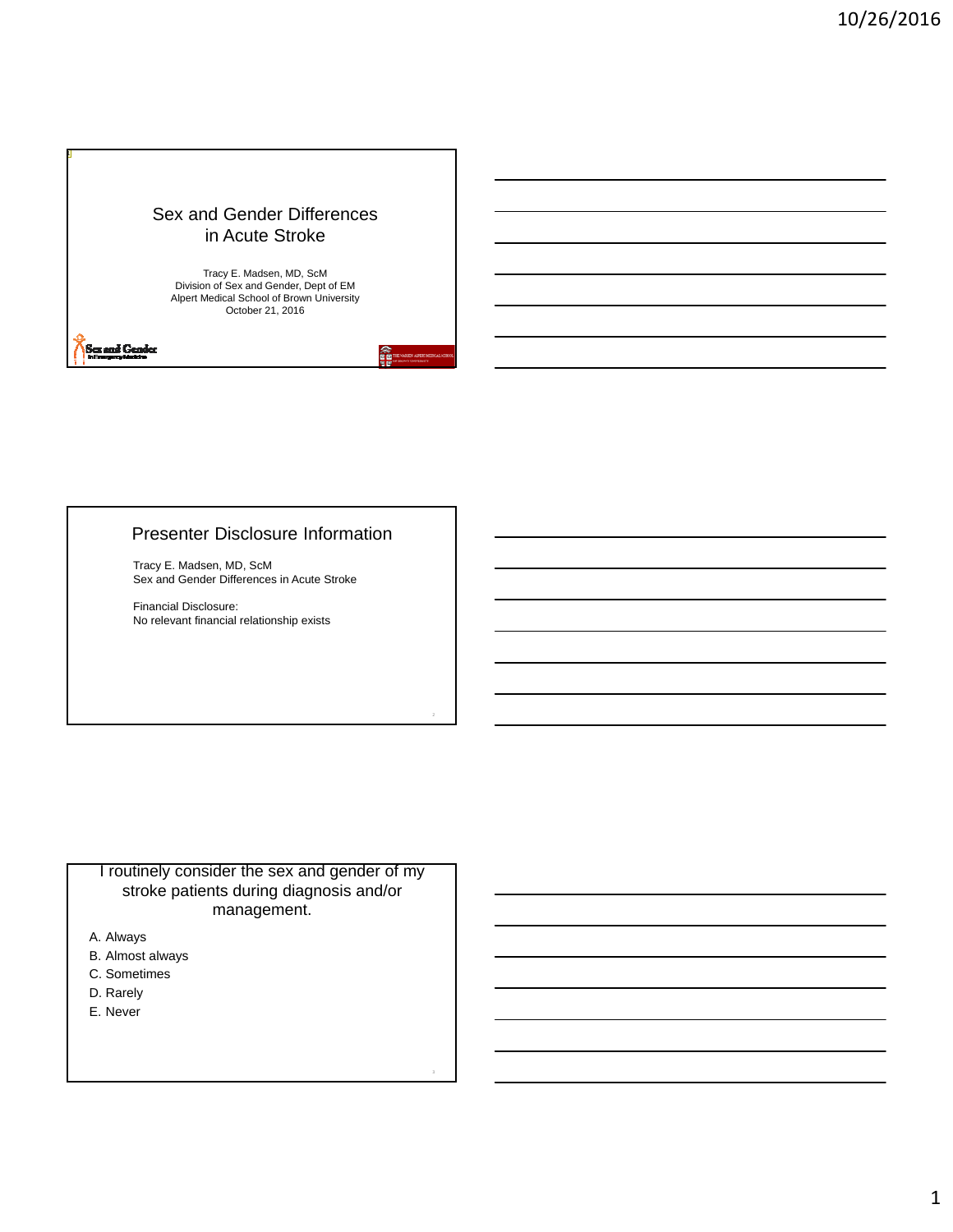# Sex and Gender Differences in Acute Stroke

Tracy E. Madsen, MD, ScM
Division of Sex and Gender, Dept of EM
Alpert Medical School of Brown University
October 21, 2016

## Presenter Disclosure Information

Tracy E. Madsen, MD, ScM
Sex and Gender Differences in Acute Stroke

Financial Disclosure:
No relevant financial relationship exists

## I routinely consider the sex and gender of my stroke patients during diagnosis and/or management.

A. Always
B. Almost always
C. Sometimes
D. Rarely
E. Never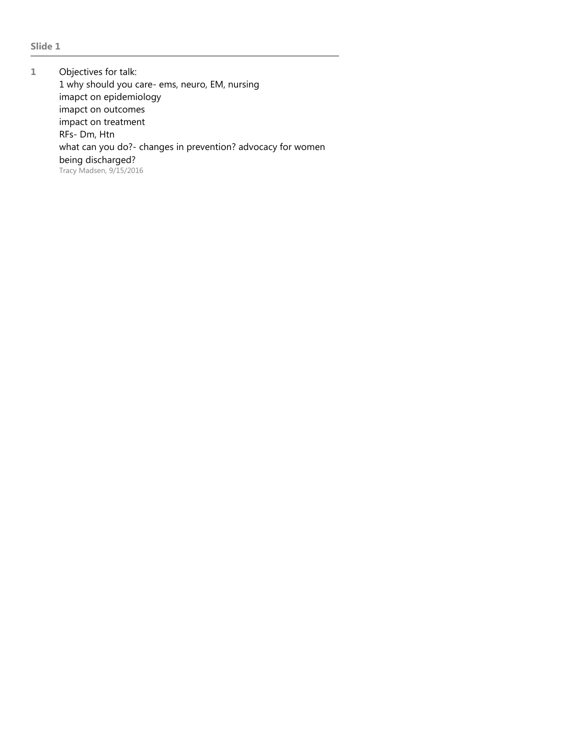**Slide 1**

---

**1** Objectives for talk:
1 why should you care- ems, neuro, EM, nursing
imapct on epidemiology
imapct on outcomes
impact on treatment
RFs- Dm, Htn
what can you do?- changes in prevention? advocacy for women being discharged?
Tracy Madsen, 9/15/2016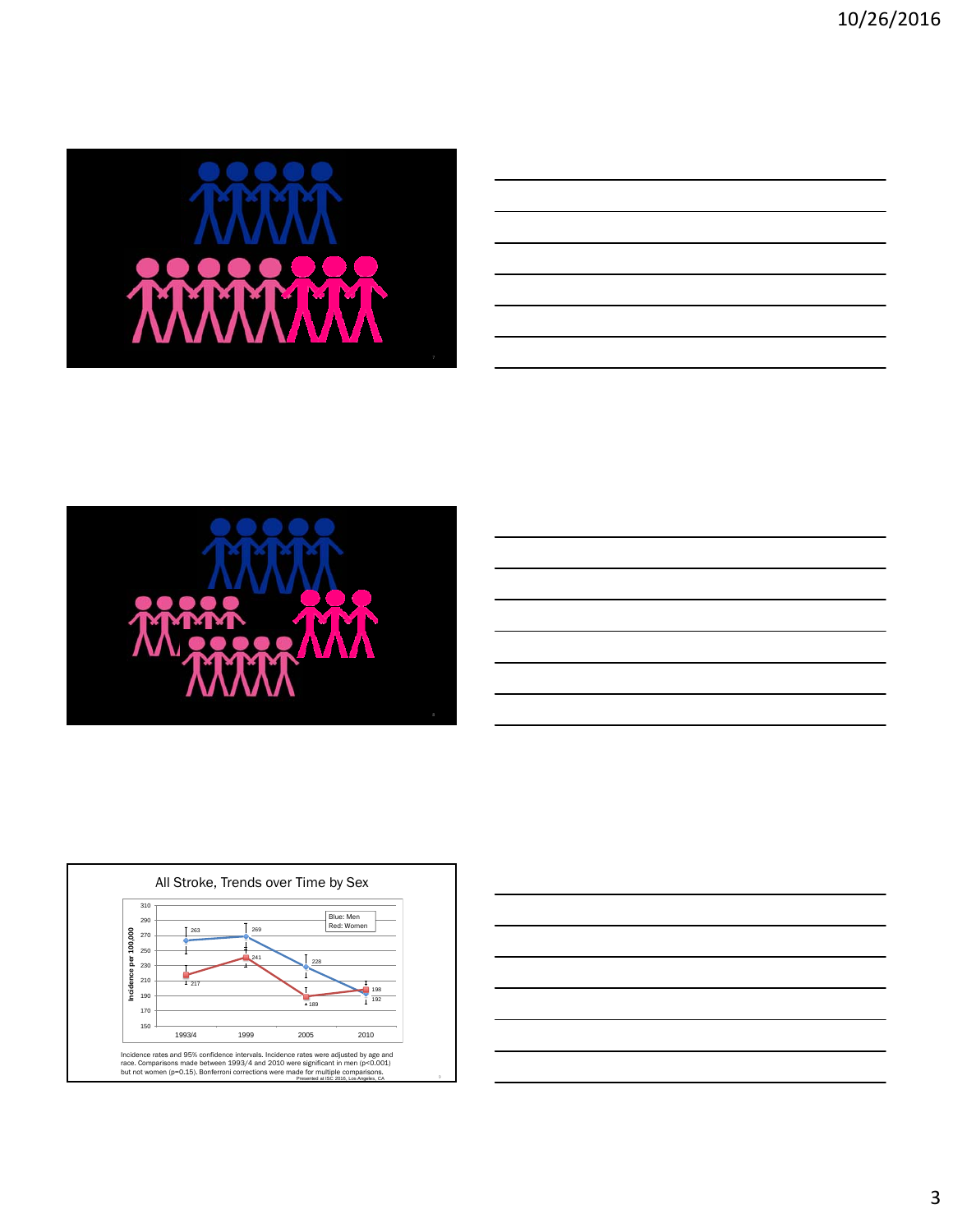All Stroke, Trends over Time by Sex

| | 1993/4 | 1999 | 2005 | 2010 |
|---|---|---|---|---|
| Blue: Men | 263 | 269 | 228 | 192 |
| Red: Women | 217 | 241 | 189 | 198 |

Incidence per 100,000

Incidence rates and 95% confidence intervals. Incidence rates were adjusted by age and race. Comparisons made between 1993/4 and 2010 were significant in men ($p<0.001$) but not women ($p=0.15$). Bonferroni corrections were made for multiple comparisons.

Presented at ISC 2016, Los Angeles, CA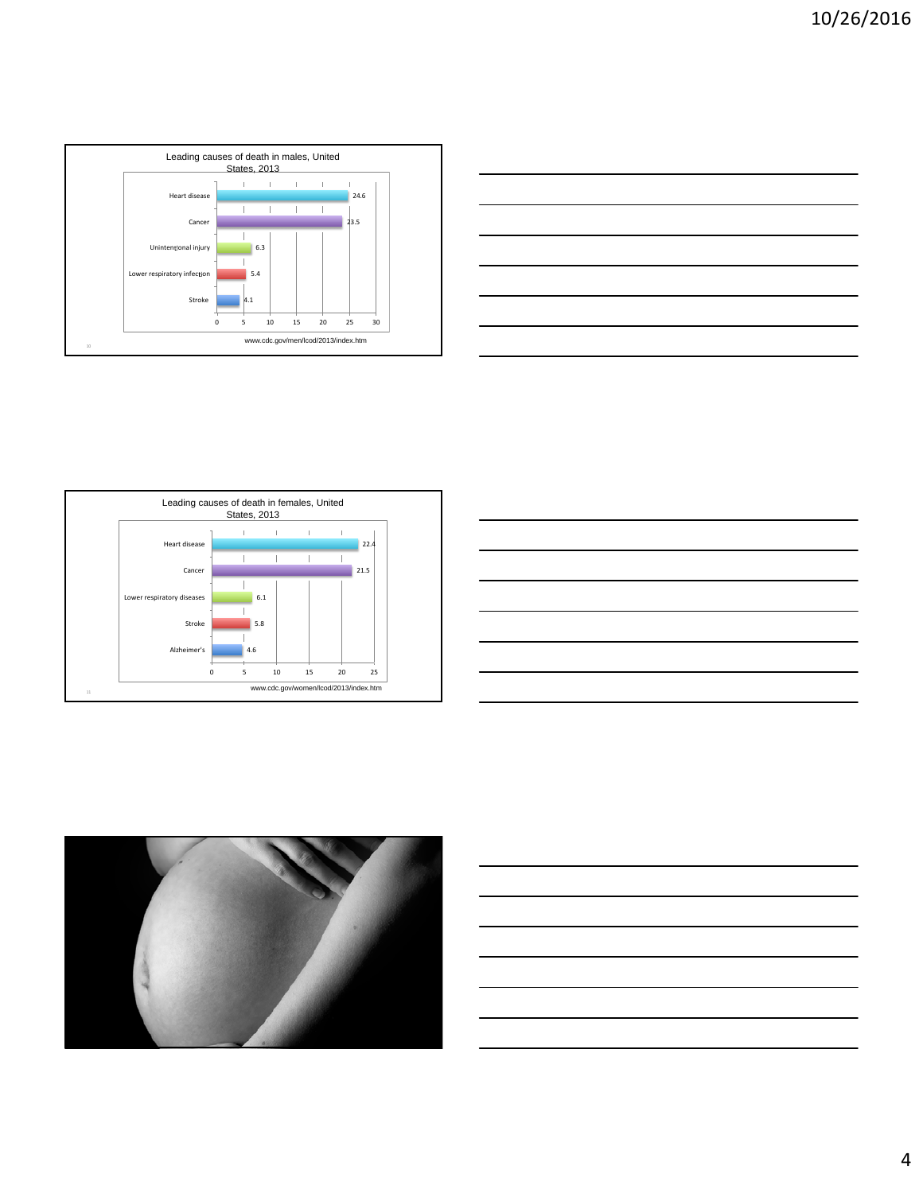Leading causes of death in males, United States, 2013

| Cause | Value |
|---|---|
| Heart disease | 24.6 |
| Cancer | 23.5 |
| Unintentional injury | 6.3 |
| Lower respiratory infection | 5.4 |
| Stroke | 4.1 |

www.cdc.gov/men/lcod/2013/index.htm

Leading causes of death in females, United States, 2013

| Cause | Value |
|---|---|
| Heart disease | 22.4 |
| Cancer | 21.5 |
| Lower respiratory diseases | 6.1 |
| Stroke | 5.8 |
| Alzheimer's | 4.6 |

www.cdc.gov/women/lcod/2013/index.htm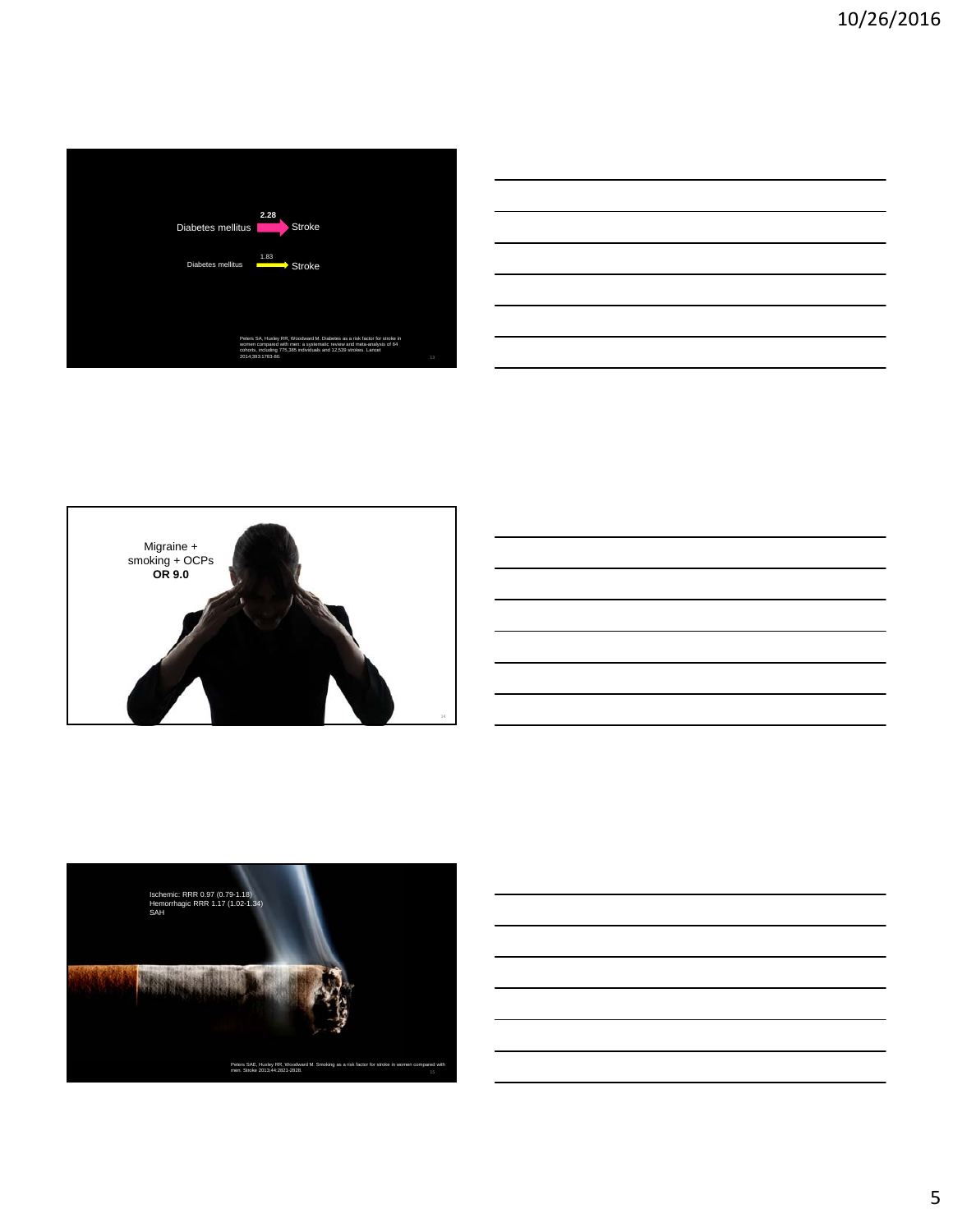Diabetes mellitus **2.28** → Stroke

Diabetes mellitus 1.83 → Stroke

Peters SA, Huxley RR, Woodward M. Diabetes as a risk factor for stroke in women compared with men: a systematic review and meta-analysis of 64 cohorts, including 775,385 individuals and 12,539 strokes. Lancet 2014;383:1763-80.

Migraine + smoking + OCPs
**OR 9.0**

Ischemic: RRR 0.97 (0.79-1.18)
Hemorrhagic RRR 1.17 (1.02-1.34)
SAH

Peters SAE, Huxley RR, Woodward M. Smoking as a risk factor for stroke in women compared with men. Stroke 2013;44:2821-2828.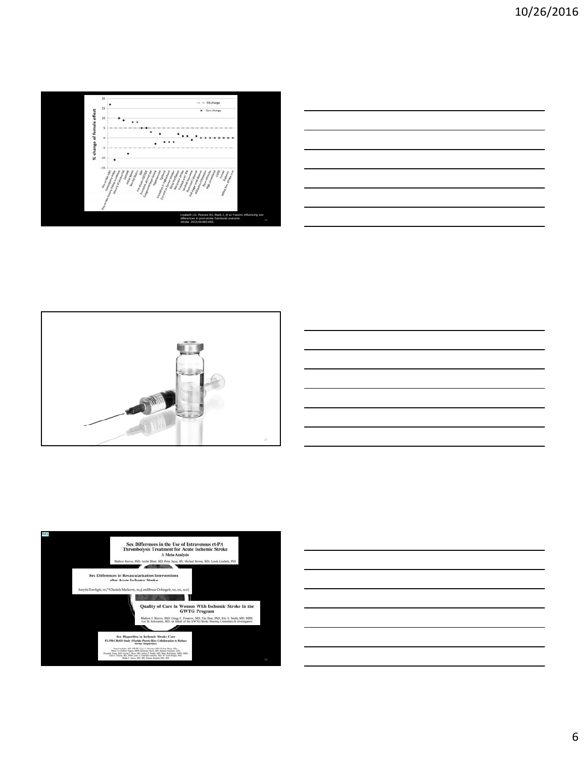% change of female effect

— — 5% change

✖ Zero change

Lisabeth LD, Reeves MJ, Baek J, et al. Factors influencing sex differences in post-stroke functional outcome. *Stroke*. 2015;46:860-863.

**Sex Differences in the Use of Intravenous rt-PA Thrombolysis Treatment for Acute Ischemic Stroke**
**A Meta-Analysis**

Mathew Reeves, PhD; Archit Bhatt, MD; Peter Jajou, BS; Michael Brown, MD; Lynda Lisabeth, PhD

**Sex Differences in Revascularization Interventions after Acute Ischemic Stroke**

Amytis Towfighi, MD; Daniela Markovic, MS; and Bruce Ovbiagele, MD, MS, MAS

**Quality of Care in Women With Ischemic Stroke in the GWTG Program**

Mathew J. Reeves, PhD; Gregg C. Fonarow, MD; Xin Zhao, PhD; Eric E. Smith, MD, MPH; Lee H. Schwamm, MD; on behalf of the GWTG-Stroke Steering Committee & Investigators

**Sex Disparities in Ischemic Stroke Care**
**FL-PR CReSD Study (Florida–Puerto Rico Collaboration to Reduce Stroke Disparities)**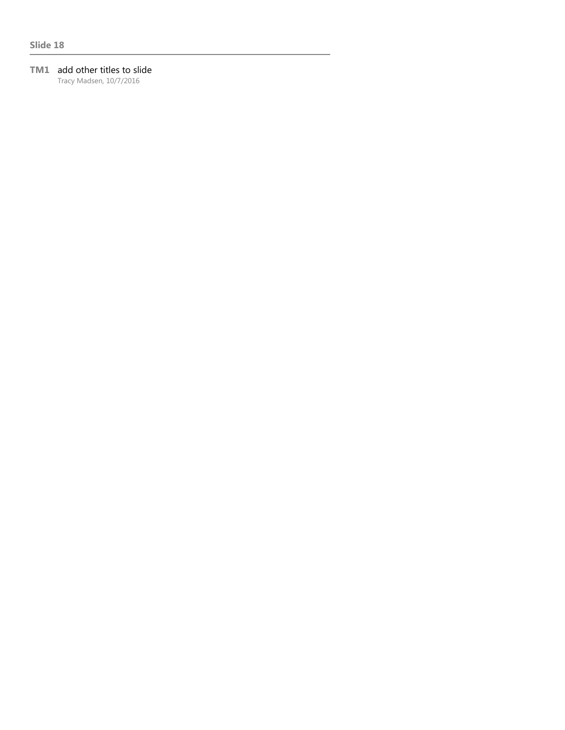**Slide 18**

---

**TM1** add other titles to slide
Tracy Madsen, 10/7/2016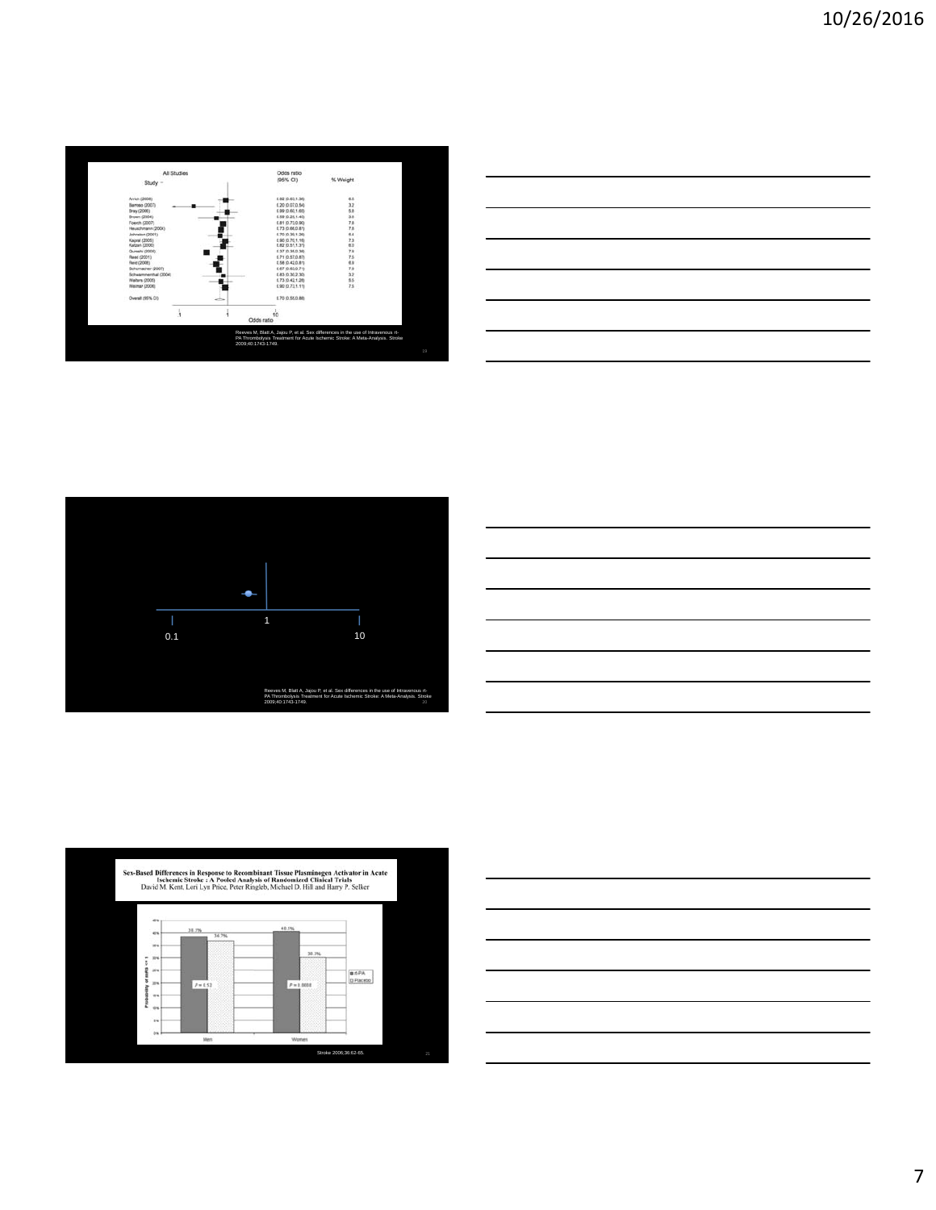All Studies

| Study | Odds ratio (95% CI) | % Weight |
|---|---|---|
| Arnon (2006) | 0.92 (0.62,1.36) | 6.3 |
| Barroso (2007) | 0.20 (0.07,0.54) | 3.2 |
| Bray (2006) | 0.99 (0.60,1.60) | 5.5 |
| Brown (2004) | 0.59 (0.25,1.40) | 3.6 |
| Foerch (2007) | 0.81 (0.73,0.90) | 7.8 |
| Heuschmann (2004) | 0.73 (0.66,0.81) | 7.8 |
| Johnston (2001) | 0.70 (0.38,1.28) | 5.4 |
| Kapral (2005) | 0.90 (0.70,1.16) | 7.3 |
| Katzan (2000) | 0.82 (0.51,1.31) | 6.0 |
| Qureshi (2004) | 0.37 (0.36,0.38) | 7.9 |
| Reed (2001) | 0.71 (0.57,0.87) | 7.5 |
| Reid (2008) | 0.58 (0.42,0.81) | 6.9 |
| Schumacher (2007) | 0.67 (0.63,0.71) | 7.9 |
| Schwammenthal (2004) | 0.83 (0.30,2.30) | 3.2 |
| Walters (2005) | 0.73 (0.42,1.28) | 5.5 |
| Weimar (2006) | 0.90 (0.73,1.11) | 7.5 |
| Overall (95% CI) | 0.70 (0.55,0.88) | |

Odds ratio: .1, 1, 10

Reeves M, Bhatt A, Jajou P, et al. Sex differences in the use of intravenous rt-PA Thrombolysis Treatment for Acute Ischemic Stroke: A Meta-Analysis. Stroke 2009;40:1743-1749.

0.1 1 10

Reeves M, Bhatt A, Jajou P, et al. Sex differences in the use of intravenous rt-PA Thrombolysis Treatment for Acute Ischemic Stroke: A Meta-Analysis. Stroke 2009;40:1743-1749.

**Sex-Based Differences in Response to Recombinant Tissue Plasminogen Activator in Acute Ischemic Stroke : A Pooled Analysis of Randomized Clinical Trials**
David M. Kent, Lori Lyn Price, Peter Ringleb, Michael D. Hill and Harry P. Selker

| | rtPA | Placebo | |
|---|---|---|---|
| Men | 38.7% | 36.7% | P = 0.52 |
| Women | 40.5% | 30.3% | P = 0.0008 |

Probability of mRS <= 1

Stroke 2005;36:62-65.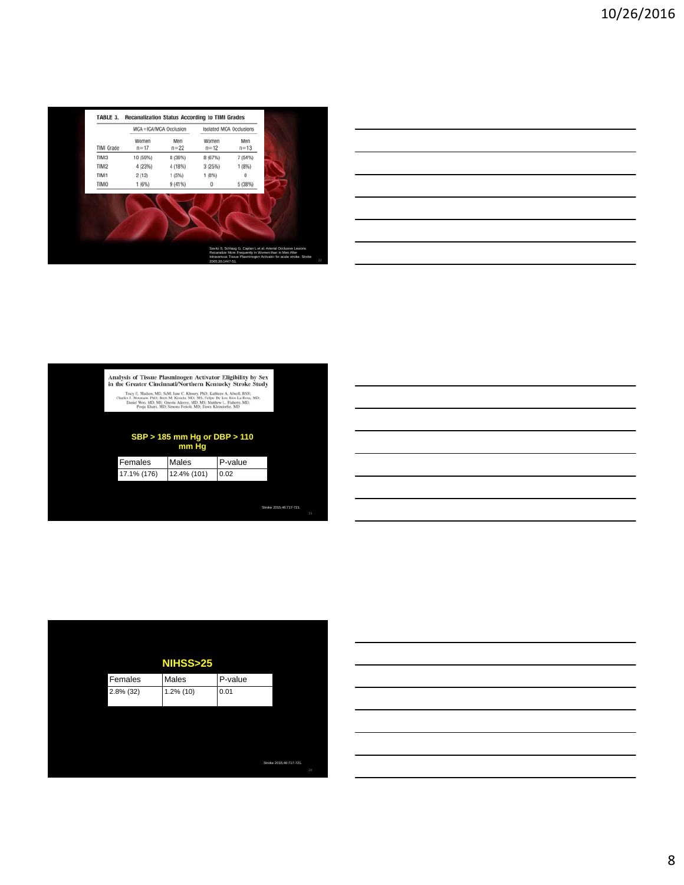**TABLE 3. Recanalization Status According to TIMI Grades**

| TIMI Grade | MCA+ICA/MCA Occlusion | | Isolated MCA Occlusions | |
|---|---|---|---|---|
| | Women n=17 | Men n=22 | Women n=12 | Men n=13 |
| TIMI3 | 10 (59%) | 8 (36%) | 8 (67%) | 7 (54%) |
| TIMI2 | 4 (23%) | 4 (18%) | 3 (25%) | 1 (8%) |
| TIMI1 | 2 (12) | 1 (5%) | 1 (8%) | 0 |
| TIMI0 | 1 (6%) | 9 (41%) | 0 | 5 (38%) |

Savitz S, Schlaug G, Caplan L et al. Arterial Occlusive Lesions Recanalize More Frequently in Women than in Men After Intravenous Tissue Plasminogen Activator for acute stroke. Stroke 2005;36:1447-51.

**Analysis of Tissue Plasminogen Activator Eligibility by Sex in the Greater Cincinnati/Northern Kentucky Stroke Study**

Tracy E. Madsen, MD, ScM; Jane C. Khoury, PhD; Kathleen A. Alwell, BSN; Charles J. Moomaw, PhD; Brett M. Kissela, MD, MS; Felipe De Los Rios La Rosa, MD; Daniel Woo, MD, MS; Opeolu Adeoye, MD, MS; Matthew L. Flaherty, MD; Pooja Khatri, MD; Simona Ferioli, MD; Dawn Kleindorfer, MD

**SBP > 185 mm Hg or DBP > 110 mm Hg**

| Females | Males | P-value |
|---|---|---|
| 17.1% (176) | 12.4% (101) | 0.02 |

Stroke 2015;46:717-721.

**NIHSS>25**

| Females | Males | P-value |
|---|---|---|
| 2.8% (32) | 1.2% (10) | 0.01 |

Stroke 2015;46:717-721.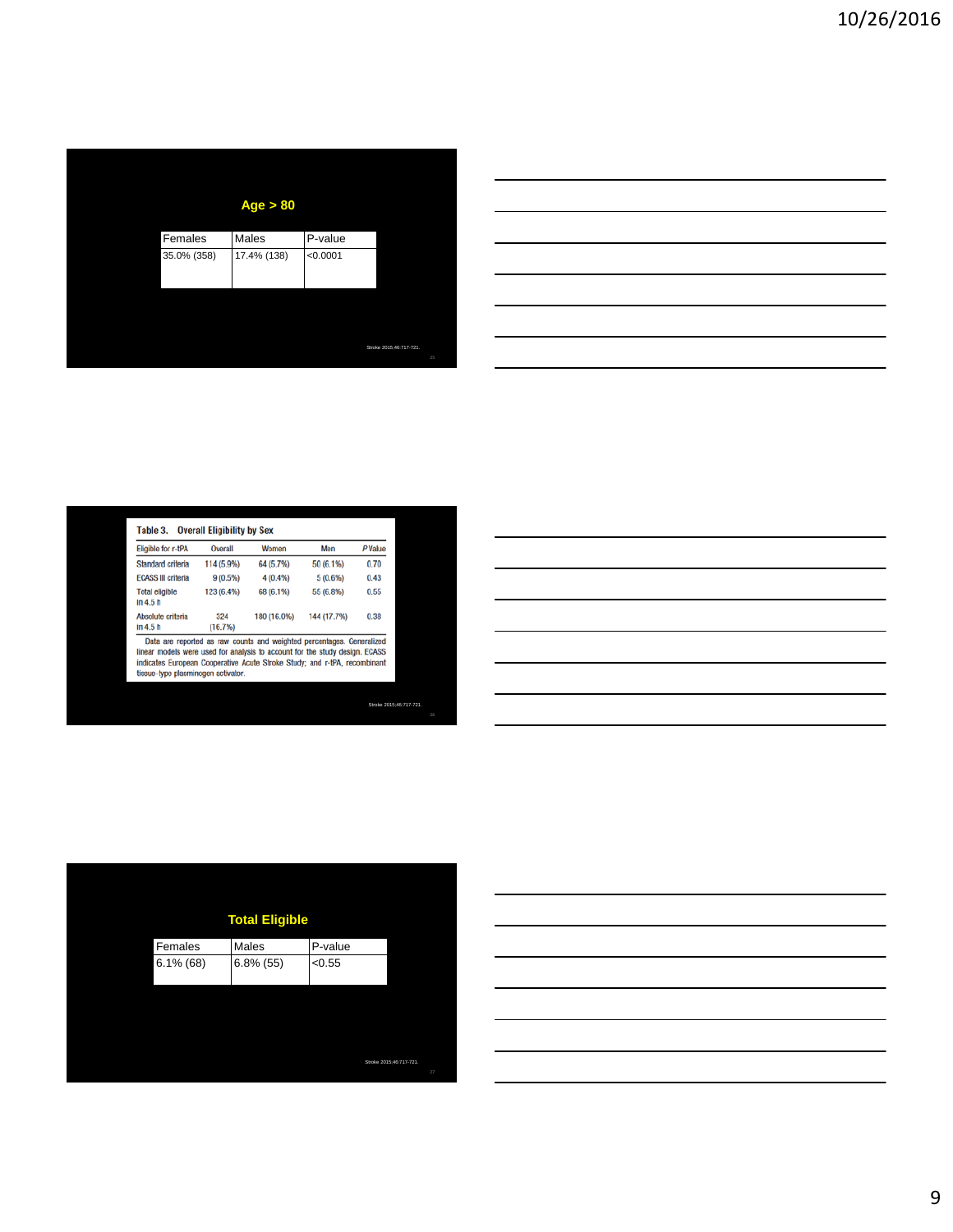## Age > 80

| Females | Males | P-value |
|---|---|---|
| 35.0% (358) | 17.4% (138) | <0.0001 |

Stroke 2015;46:717-721.

**Table 3. Overall Eligibility by Sex**

| Eligible for r-tPA | Overall | Women | Men | *P* Value |
|---|---|---|---|---|
| Standard criteria | 114 (5.9%) | 64 (5.7%) | 50 (6.1%) | 0.70 |
| ECASS III criteria | 9 (0.5%) | 4 (0.4%) | 5 (0.6%) | 0.43 |
| Total eligible in 4.5 h | 123 (6.4%) | 68 (6.1%) | 55 (6.8%) | 0.55 |
| Absolute criteria in 4.5 h | 324 (16.7%) | 180 (16.0%) | 144 (17.7%) | 0.38 |

Data are reported as raw counts and weighted percentages. Generalized linear models were used for analysis to account for the study design. ECASS indicates European Cooperative Acute Stroke Study; and r-tPA, recombinant tissue-type plasminogen activator.

Stroke 2015;46:717-721.

## Total Eligible

| Females | Males | P-value |
|---|---|---|
| 6.1% (68) | 6.8% (55) | <0.55 |

Stroke 2015;46:717-721.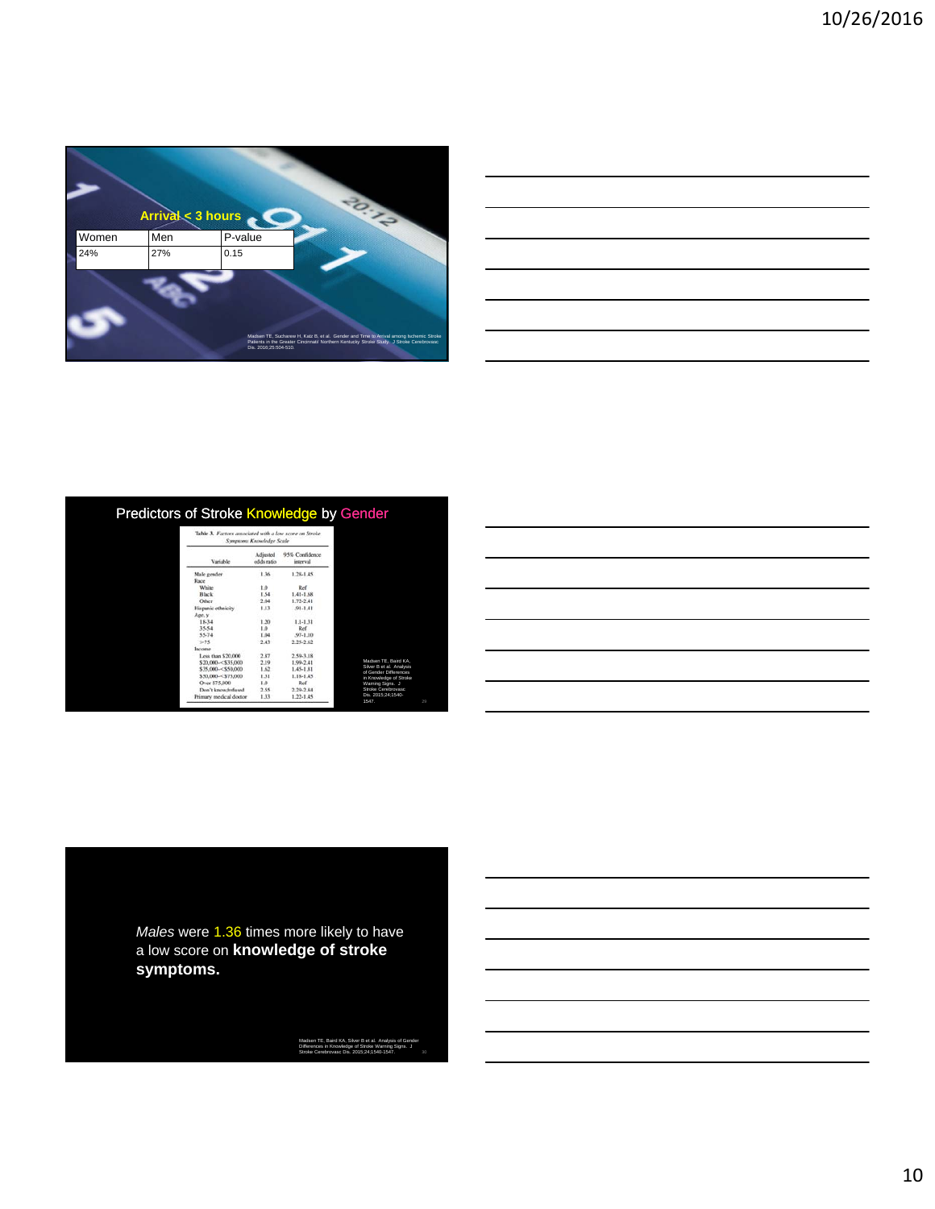## Arrival < 3 hours

| Women | Men | P-value |
|---|---|---|
| 24% | 27% | 0.15 |

Madsen TE, Sucharew H, Katz B, et al. Gender and Time to Arrival among Ischemic Stroke Patients in the Greater Cincinnati Northern Kentucky Stroke Study. J Stroke Cerebrovasc Dis. 2016;25:504-510.

## Predictors of Stroke Knowledge by Gender

Table 3. Factors associated with a low score on Stroke Symptoms Knowledge Scale

| Variable | Adjusted odds ratio | 95% Confidence interval |
|---|---|---|
| Male gender | 1.36 | 1.28-1.45 |
| Race | | |
| White | 1.0 | Ref |
| Black | 1.54 | 1.41-1.68 |
| Other | 2.04 | 1.72-2.41 |
| Hispanic ethnicity | 1.13 | .91-1.41 |
| Age, y | | |
| 18-34 | 1.20 | 1.1-1.31 |
| 35-54 | 1.0 | Ref |
| 55-74 | 1.04 | .97-1.10 |
| >75 | 2.43 | 2.25-2.62 |
| Income | | |
| Less than $20,000 | 2.87 | 2.59-3.18 |
| $20,000-<$35,000 | 2.19 | 1.99-2.41 |
| $35,000-<$50,000 | 1.62 | 1.45-1.81 |
| $50,000-<$75,000 | 1.31 | 1.18-1.45 |
| Over $75,000 | 1.0 | Ref |
| Don't know/refused | 2.55 | 2.29-2.84 |
| Primary medical doctor | 1.33 | 1.22-1.45 |

Madsen TE, Baird KA, Silver B et al. Analysis of Gender Differences in Knowledge of Stroke Warning Signs. J Stroke Cerebrovasc Dis. 2015;24:1540-1547.

*Males* were 1.36 times more likely to have a low score on **knowledge of stroke symptoms.**

Madsen TE, Baird KA, Silver B et al. Analysis of Gender Differences in Knowledge of Stroke Warning Signs. J Stroke Cerebrovasc Dis. 2015;24:1540-1547.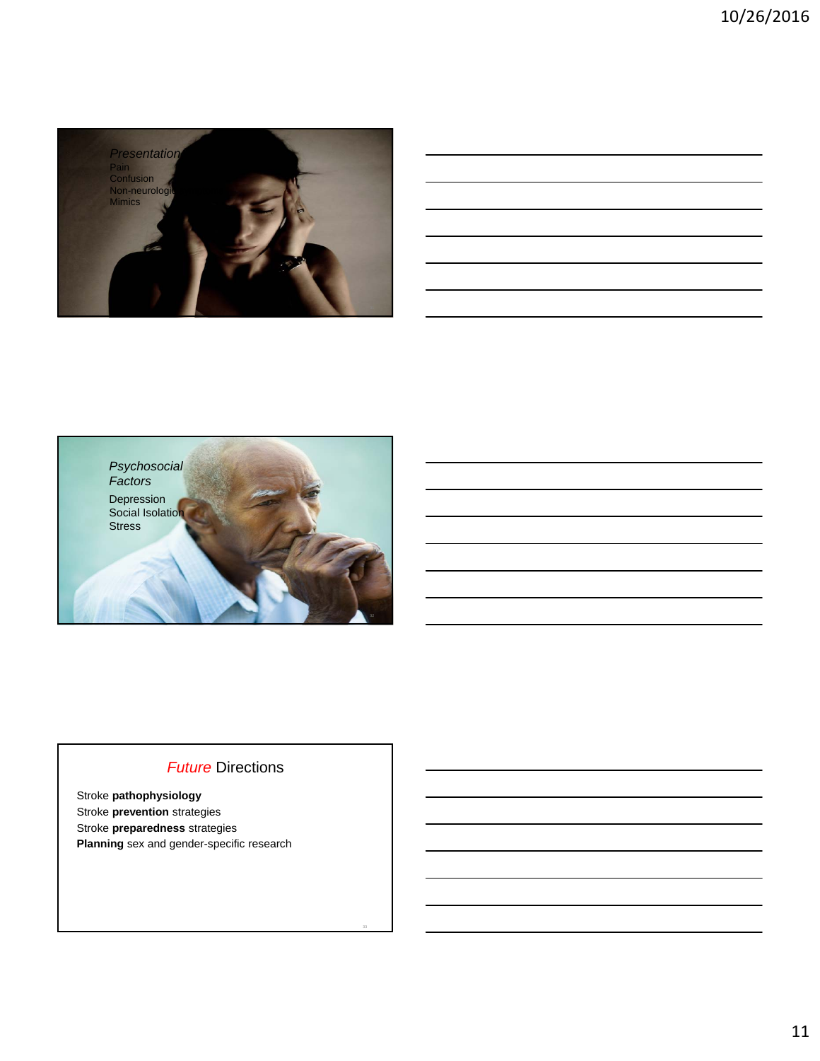*Presentation*

Pain
Confusion
Non-neurologic
Mimics

*Psychosocial Factors*

Depression
Social Isolation
Stress

## *Future* Directions

Stroke **pathophysiology**
Stroke **prevention** strategies
Stroke **preparedness** strategies
**Planning** sex and gender-specific research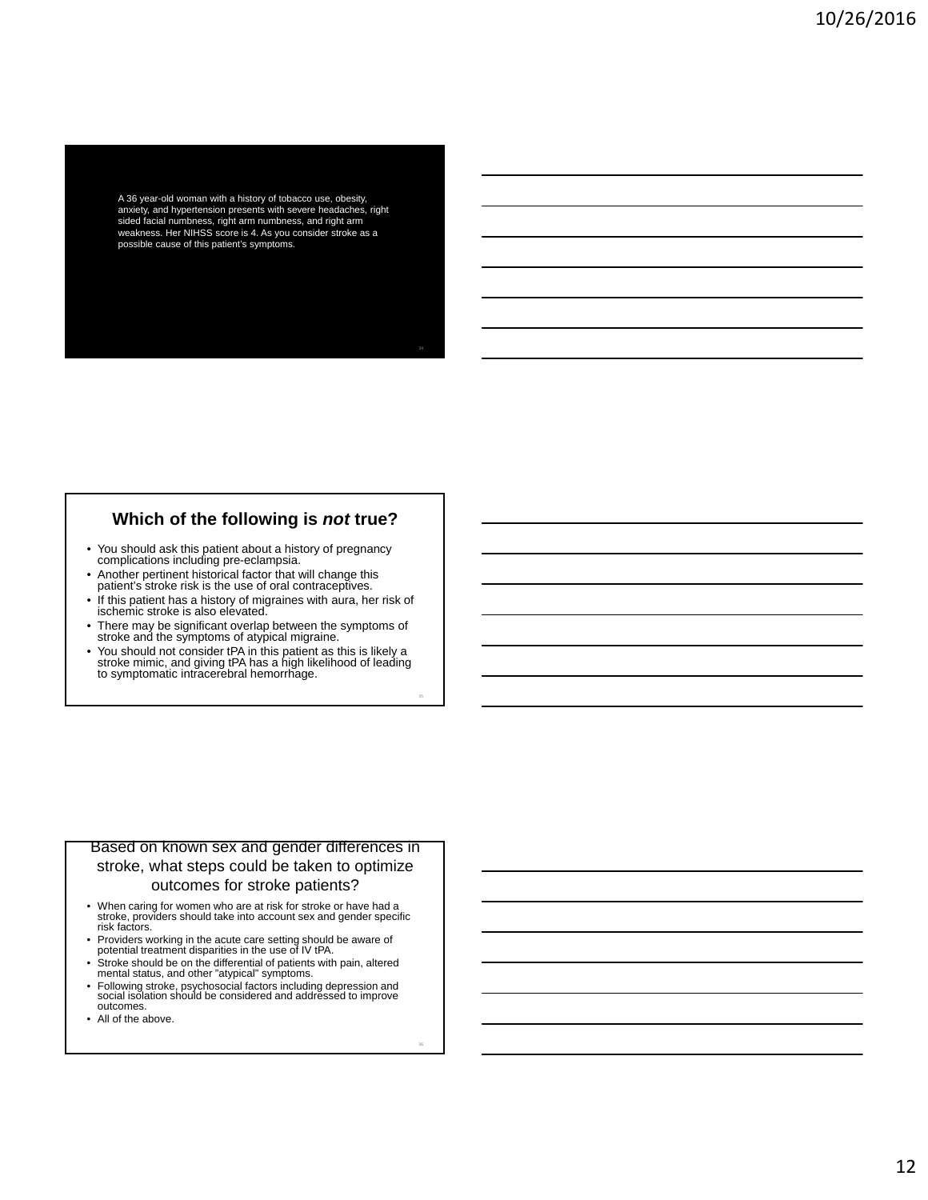A 36 year-old woman with a history of tobacco use, obesity, anxiety, and hypertension presents with severe headaches, right sided facial numbness, right arm numbness, and right arm weakness. Her NIHSS score is 4. As you consider stroke as a possible cause of this patient's symptoms.

## Which of the following is *not* true?

- You should ask this patient about a history of pregnancy complications including pre-eclampsia.
- Another pertinent historical factor that will change this patient's stroke risk is the use of oral contraceptives.
- If this patient has a history of migraines with aura, her risk of ischemic stroke is also elevated.
- There may be significant overlap between the symptoms of stroke and the symptoms of atypical migraine.
- You should not consider tPA in this patient as this is likely a stroke mimic, and giving tPA has a high likelihood of leading to symptomatic intracerebral hemorrhage.

## Based on known sex and gender differences in stroke, what steps could be taken to optimize outcomes for stroke patients?

- When caring for women who are at risk for stroke or have had a stroke, providers should take into account sex and gender specific risk factors.
- Providers working in the acute care setting should be aware of potential treatment disparities in the use of IV tPA.
- Stroke should be on the differential of patients with pain, altered mental status, and other "atypical" symptoms.
- Following stroke, psychosocial factors including depression and social isolation should be considered and addressed to improve outcomes.
- All of the above.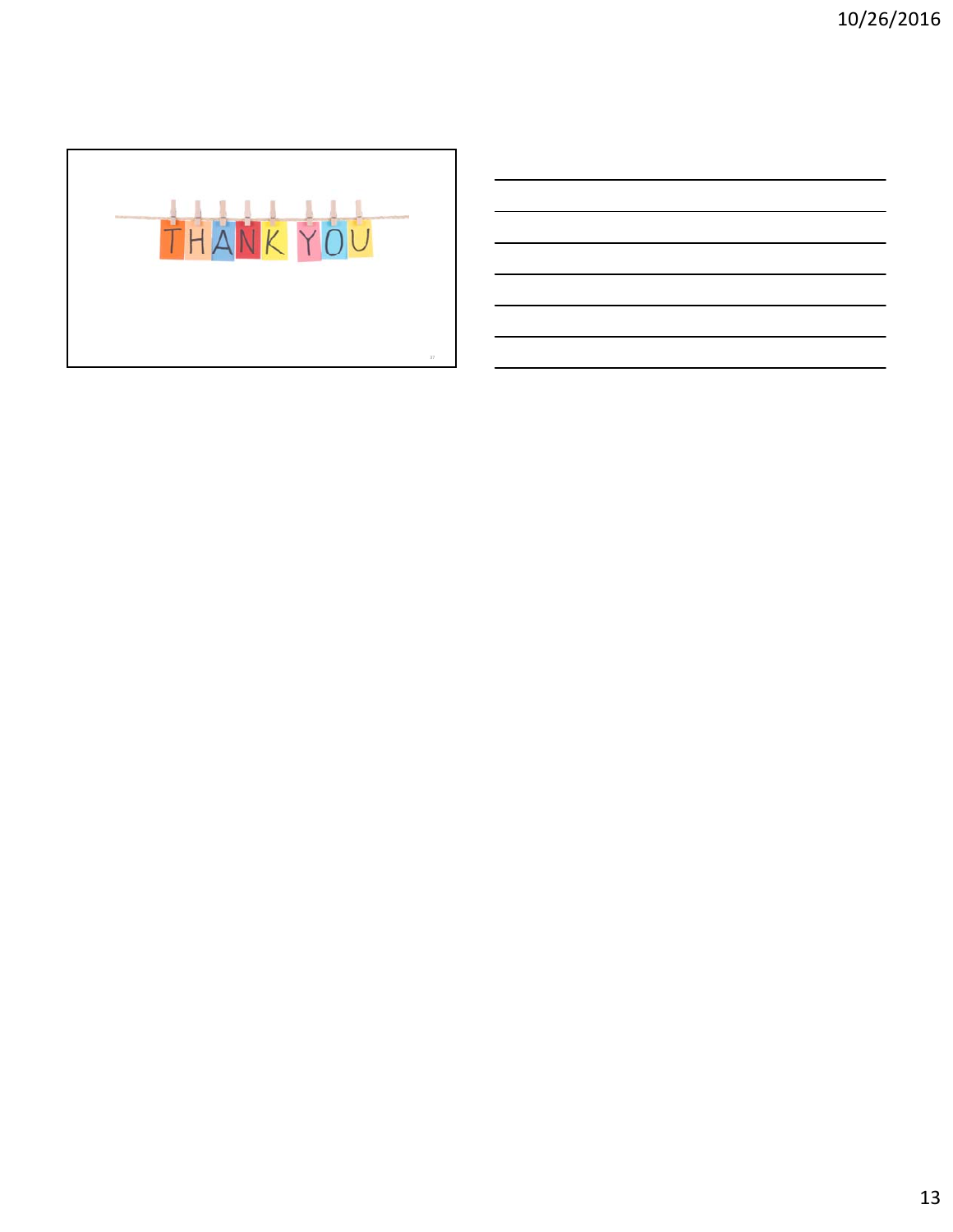THANK YOU